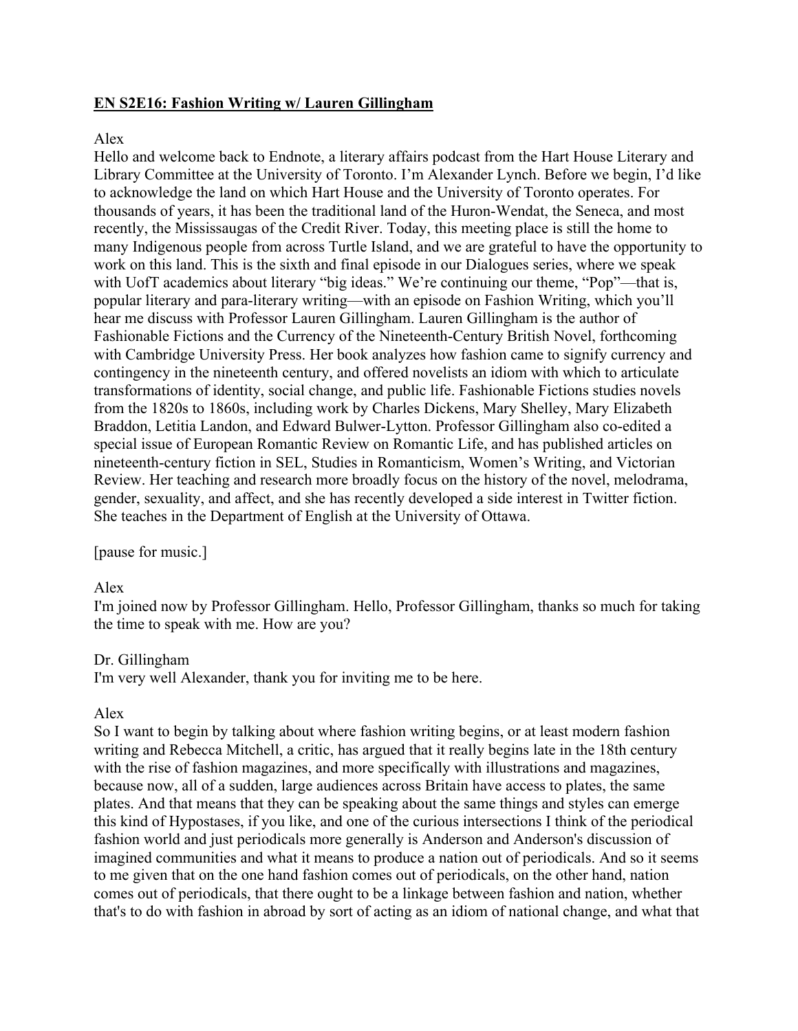**EN S2E16: Fashion Writing w/ Lauren Gillingham**

Alex
Hello and welcome back to Endnote, a literary affairs podcast from the Hart House Literary and Library Committee at the University of Toronto. I'm Alexander Lynch. Before we begin, I'd like to acknowledge the land on which Hart House and the University of Toronto operates. For thousands of years, it has been the traditional land of the Huron-Wendat, the Seneca, and most recently, the Mississaugas of the Credit River. Today, this meeting place is still the home to many Indigenous people from across Turtle Island, and we are grateful to have the opportunity to work on this land. This is the sixth and final episode in our Dialogues series, where we speak with UofT academics about literary "big ideas." We're continuing our theme, "Pop"—that is, popular literary and para-literary writing—with an episode on Fashion Writing, which you'll hear me discuss with Professor Lauren Gillingham. Lauren Gillingham is the author of Fashionable Fictions and the Currency of the Nineteenth-Century British Novel, forthcoming with Cambridge University Press. Her book analyzes how fashion came to signify currency and contingency in the nineteenth century, and offered novelists an idiom with which to articulate transformations of identity, social change, and public life. Fashionable Fictions studies novels from the 1820s to 1860s, including work by Charles Dickens, Mary Shelley, Mary Elizabeth Braddon, Letitia Landon, and Edward Bulwer-Lytton. Professor Gillingham also co-edited a special issue of European Romantic Review on Romantic Life, and has published articles on nineteenth-century fiction in SEL, Studies in Romanticism, Women's Writing, and Victorian Review. Her teaching and research more broadly focus on the history of the novel, melodrama, gender, sexuality, and affect, and she has recently developed a side interest in Twitter fiction. She teaches in the Department of English at the University of Ottawa.

[pause for music.]

Alex
I'm joined now by Professor Gillingham. Hello, Professor Gillingham, thanks so much for taking the time to speak with me. How are you?

Dr. Gillingham
I'm very well Alexander, thank you for inviting me to be here.

Alex
So I want to begin by talking about where fashion writing begins, or at least modern fashion writing and Rebecca Mitchell, a critic, has argued that it really begins late in the 18th century with the rise of fashion magazines, and more specifically with illustrations and magazines, because now, all of a sudden, large audiences across Britain have access to plates, the same plates. And that means that they can be speaking about the same things and styles can emerge this kind of Hypostases, if you like, and one of the curious intersections I think of the periodical fashion world and just periodicals more generally is Anderson and Anderson's discussion of imagined communities and what it means to produce a nation out of periodicals. And so it seems to me given that on the one hand fashion comes out of periodicals, on the other hand, nation comes out of periodicals, that there ought to be a linkage between fashion and nation, whether that's to do with fashion in abroad by sort of acting as an idiom of national change, and what that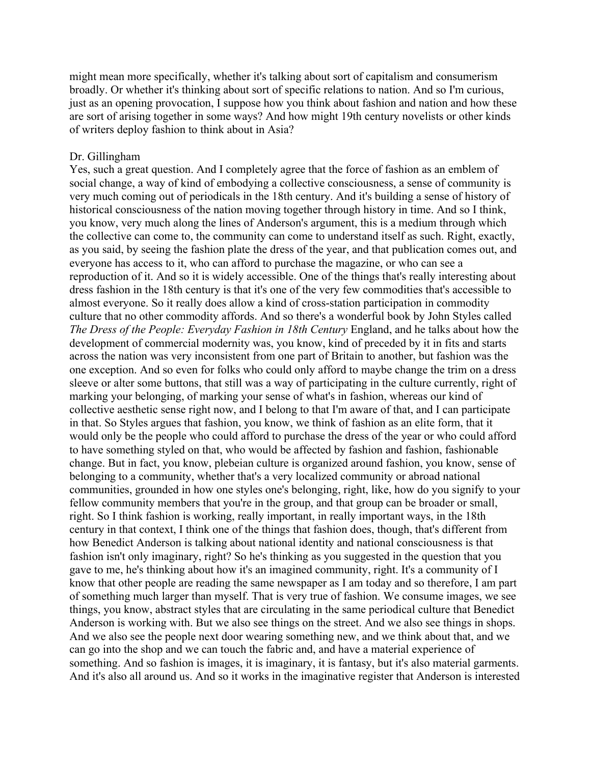might mean more specifically, whether it's talking about sort of capitalism and consumerism broadly. Or whether it's thinking about sort of specific relations to nation. And so I'm curious, just as an opening provocation, I suppose how you think about fashion and nation and how these are sort of arising together in some ways? And how might 19th century novelists or other kinds of writers deploy fashion to think about in Asia?

Dr. Gillingham
Yes, such a great question. And I completely agree that the force of fashion as an emblem of social change, a way of kind of embodying a collective consciousness, a sense of community is very much coming out of periodicals in the 18th century. And it's building a sense of history of historical consciousness of the nation moving together through history in time. And so I think, you know, very much along the lines of Anderson's argument, this is a medium through which the collective can come to, the community can come to understand itself as such. Right, exactly, as you said, by seeing the fashion plate the dress of the year, and that publication comes out, and everyone has access to it, who can afford to purchase the magazine, or who can see a reproduction of it. And so it is widely accessible. One of the things that's really interesting about dress fashion in the 18th century is that it's one of the very few commodities that's accessible to almost everyone. So it really does allow a kind of cross-station participation in commodity culture that no other commodity affords. And so there's a wonderful book by John Styles called *The Dress of the People: Everyday Fashion in 18th Century* England, and he talks about how the development of commercial modernity was, you know, kind of preceded by it in fits and starts across the nation was very inconsistent from one part of Britain to another, but fashion was the one exception. And so even for folks who could only afford to maybe change the trim on a dress sleeve or alter some buttons, that still was a way of participating in the culture currently, right of marking your belonging, of marking your sense of what's in fashion, whereas our kind of collective aesthetic sense right now, and I belong to that I'm aware of that, and I can participate in that. So Styles argues that fashion, you know, we think of fashion as an elite form, that it would only be the people who could afford to purchase the dress of the year or who could afford to have something styled on that, who would be affected by fashion and fashion, fashionable change. But in fact, you know, plebeian culture is organized around fashion, you know, sense of belonging to a community, whether that's a very localized community or abroad national communities, grounded in how one styles one's belonging, right, like, how do you signify to your fellow community members that you're in the group, and that group can be broader or small, right. So I think fashion is working, really important, in really important ways, in the 18th century in that context, I think one of the things that fashion does, though, that's different from how Benedict Anderson is talking about national identity and national consciousness is that fashion isn't only imaginary, right? So he's thinking as you suggested in the question that you gave to me, he's thinking about how it's an imagined community, right. It's a community of I know that other people are reading the same newspaper as I am today and so therefore, I am part of something much larger than myself. That is very true of fashion. We consume images, we see things, you know, abstract styles that are circulating in the same periodical culture that Benedict Anderson is working with. But we also see things on the street. And we also see things in shops. And we also see the people next door wearing something new, and we think about that, and we can go into the shop and we can touch the fabric and, and have a material experience of something. And so fashion is images, it is imaginary, it is fantasy, but it's also material garments. And it's also all around us. And so it works in the imaginative register that Anderson is interested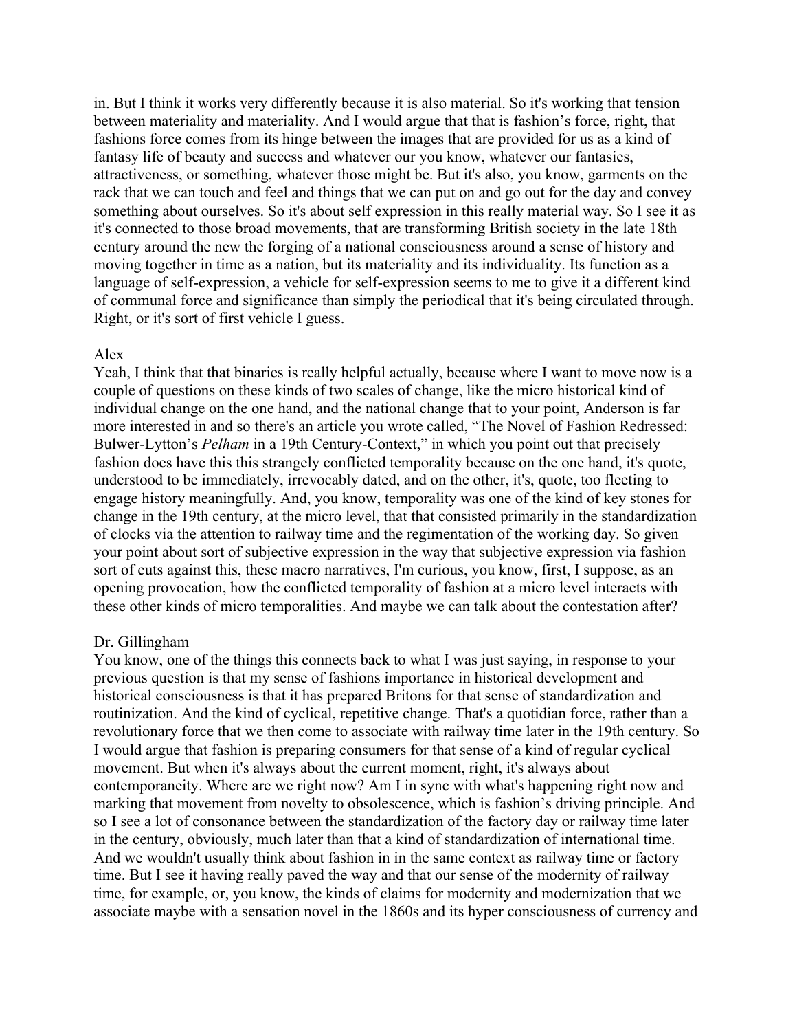in. But I think it works very differently because it is also material. So it's working that tension between materiality and materiality. And I would argue that that is fashion's force, right, that fashions force comes from its hinge between the images that are provided for us as a kind of fantasy life of beauty and success and whatever our you know, whatever our fantasies, attractiveness, or something, whatever those might be. But it's also, you know, garments on the rack that we can touch and feel and things that we can put on and go out for the day and convey something about ourselves. So it's about self expression in this really material way. So I see it as it's connected to those broad movements, that are transforming British society in the late 18th century around the new the forging of a national consciousness around a sense of history and moving together in time as a nation, but its materiality and its individuality. Its function as a language of self-expression, a vehicle for self-expression seems to me to give it a different kind of communal force and significance than simply the periodical that it's being circulated through. Right, or it's sort of first vehicle I guess.

Alex
Yeah, I think that that binaries is really helpful actually, because where I want to move now is a couple of questions on these kinds of two scales of change, like the micro historical kind of individual change on the one hand, and the national change that to your point, Anderson is far more interested in and so there's an article you wrote called, "The Novel of Fashion Redressed: Bulwer-Lytton's *Pelham* in a 19th Century-Context," in which you point out that precisely fashion does have this this strangely conflicted temporality because on the one hand, it's quote, understood to be immediately, irrevocably dated, and on the other, it's, quote, too fleeting to engage history meaningfully. And, you know, temporality was one of the kind of key stones for change in the 19th century, at the micro level, that that consisted primarily in the standardization of clocks via the attention to railway time and the regimentation of the working day. So given your point about sort of subjective expression in the way that subjective expression via fashion sort of cuts against this, these macro narratives, I'm curious, you know, first, I suppose, as an opening provocation, how the conflicted temporality of fashion at a micro level interacts with these other kinds of micro temporalities. And maybe we can talk about the contestation after?

Dr. Gillingham
You know, one of the things this connects back to what I was just saying, in response to your previous question is that my sense of fashions importance in historical development and historical consciousness is that it has prepared Britons for that sense of standardization and routinization. And the kind of cyclical, repetitive change. That's a quotidian force, rather than a revolutionary force that we then come to associate with railway time later in the 19th century. So I would argue that fashion is preparing consumers for that sense of a kind of regular cyclical movement. But when it's always about the current moment, right, it's always about contemporaneity. Where are we right now? Am I in sync with what's happening right now and marking that movement from novelty to obsolescence, which is fashion's driving principle. And so I see a lot of consonance between the standardization of the factory day or railway time later in the century, obviously, much later than that a kind of standardization of international time. And we wouldn't usually think about fashion in in the same context as railway time or factory time. But I see it having really paved the way and that our sense of the modernity of railway time, for example, or, you know, the kinds of claims for modernity and modernization that we associate maybe with a sensation novel in the 1860s and its hyper consciousness of currency and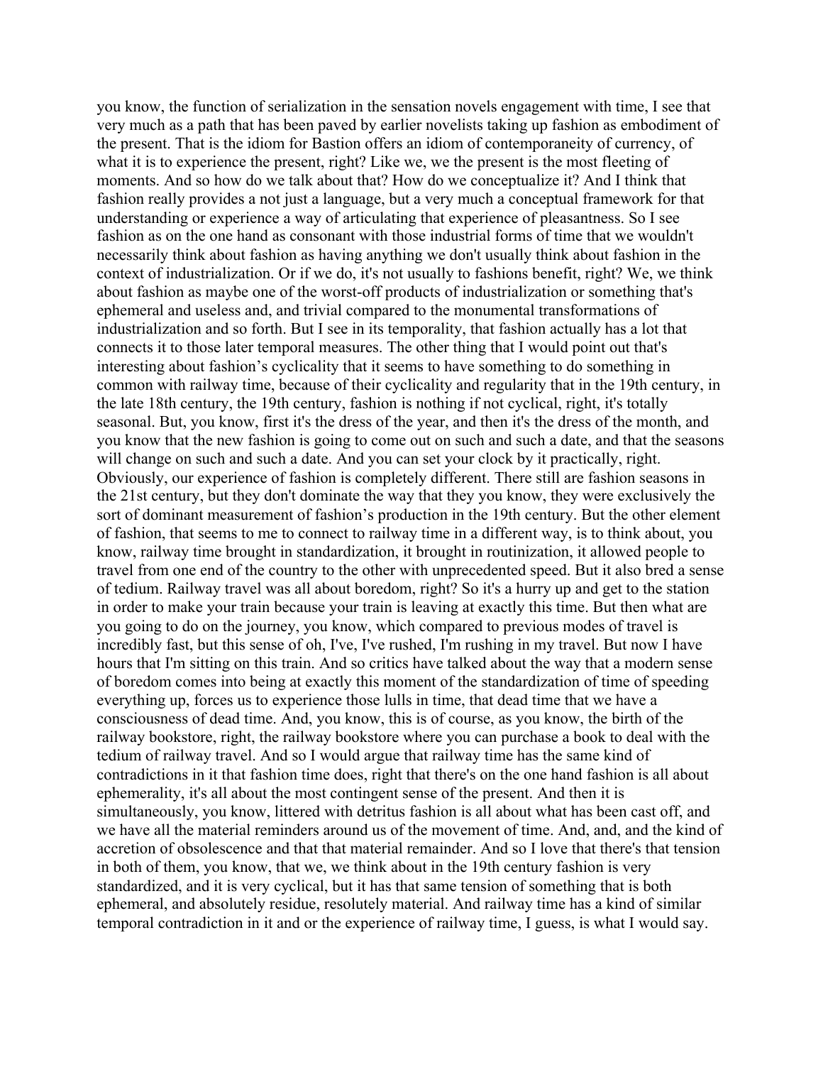you know, the function of serialization in the sensation novels engagement with time, I see that very much as a path that has been paved by earlier novelists taking up fashion as embodiment of the present. That is the idiom for Bastion offers an idiom of contemporaneity of currency, of what it is to experience the present, right? Like we, we the present is the most fleeting of moments. And so how do we talk about that? How do we conceptualize it? And I think that fashion really provides a not just a language, but a very much a conceptual framework for that understanding or experience a way of articulating that experience of pleasantness. So I see fashion as on the one hand as consonant with those industrial forms of time that we wouldn't necessarily think about fashion as having anything we don't usually think about fashion in the context of industrialization. Or if we do, it's not usually to fashions benefit, right? We, we think about fashion as maybe one of the worst-off products of industrialization or something that's ephemeral and useless and, and trivial compared to the monumental transformations of industrialization and so forth. But I see in its temporality, that fashion actually has a lot that connects it to those later temporal measures. The other thing that I would point out that's interesting about fashion's cyclicality that it seems to have something to do something in common with railway time, because of their cyclicality and regularity that in the 19th century, in the late 18th century, the 19th century, fashion is nothing if not cyclical, right, it's totally seasonal. But, you know, first it's the dress of the year, and then it's the dress of the month, and you know that the new fashion is going to come out on such and such a date, and that the seasons will change on such and such a date. And you can set your clock by it practically, right. Obviously, our experience of fashion is completely different. There still are fashion seasons in the 21st century, but they don't dominate the way that they you know, they were exclusively the sort of dominant measurement of fashion's production in the 19th century. But the other element of fashion, that seems to me to connect to railway time in a different way, is to think about, you know, railway time brought in standardization, it brought in routinization, it allowed people to travel from one end of the country to the other with unprecedented speed. But it also bred a sense of tedium. Railway travel was all about boredom, right? So it's a hurry up and get to the station in order to make your train because your train is leaving at exactly this time. But then what are you going to do on the journey, you know, which compared to previous modes of travel is incredibly fast, but this sense of oh, I've, I've rushed, I'm rushing in my travel. But now I have hours that I'm sitting on this train. And so critics have talked about the way that a modern sense of boredom comes into being at exactly this moment of the standardization of time of speeding everything up, forces us to experience those lulls in time, that dead time that we have a consciousness of dead time. And, you know, this is of course, as you know, the birth of the railway bookstore, right, the railway bookstore where you can purchase a book to deal with the tedium of railway travel. And so I would argue that railway time has the same kind of contradictions in it that fashion time does, right that there's on the one hand fashion is all about ephemerality, it's all about the most contingent sense of the present. And then it is simultaneously, you know, littered with detritus fashion is all about what has been cast off, and we have all the material reminders around us of the movement of time. And, and, and the kind of accretion of obsolescence and that that material remainder. And so I love that there's that tension in both of them, you know, that we, we think about in the 19th century fashion is very standardized, and it is very cyclical, but it has that same tension of something that is both ephemeral, and absolutely residue, resolutely material. And railway time has a kind of similar temporal contradiction in it and or the experience of railway time, I guess, is what I would say.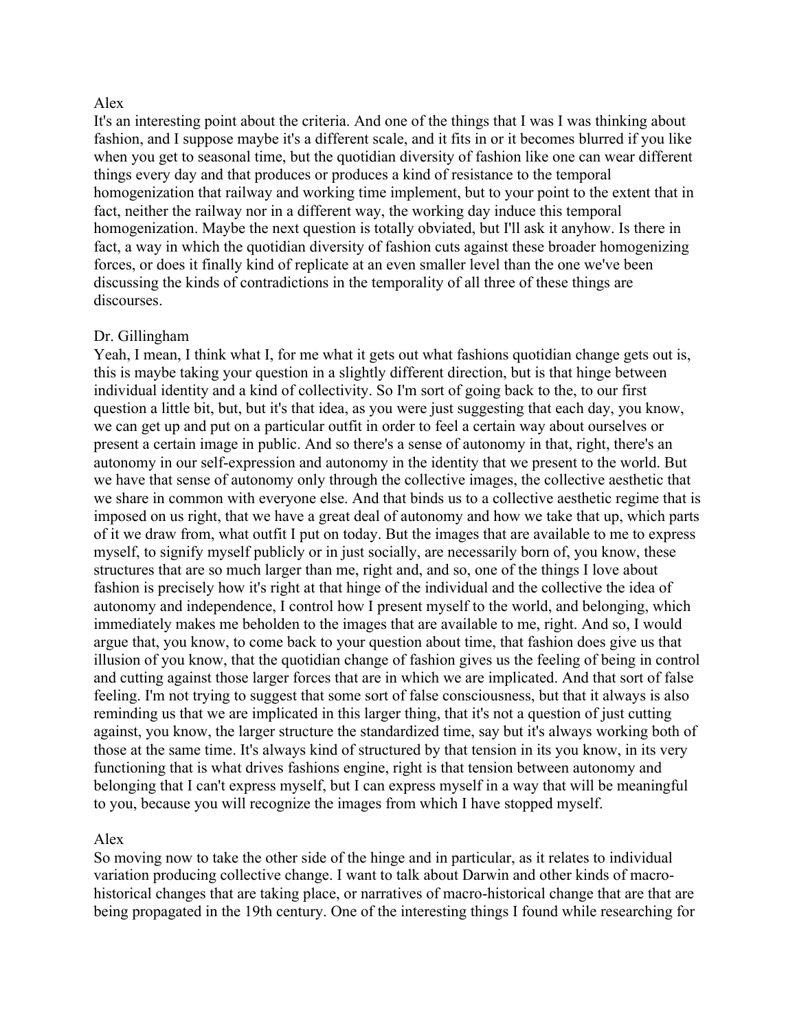Alex
It's an interesting point about the criteria. And one of the things that I was I was thinking about fashion, and I suppose maybe it's a different scale, and it fits in or it becomes blurred if you like when you get to seasonal time, but the quotidian diversity of fashion like one can wear different things every day and that produces or produces a kind of resistance to the temporal homogenization that railway and working time implement, but to your point to the extent that in fact, neither the railway nor in a different way, the working day induce this temporal homogenization. Maybe the next question is totally obviated, but I'll ask it anyhow. Is there in fact, a way in which the quotidian diversity of fashion cuts against these broader homogenizing forces, or does it finally kind of replicate at an even smaller level than the one we've been discussing the kinds of contradictions in the temporality of all three of these things are discourses.

Dr. Gillingham
Yeah, I mean, I think what I, for me what it gets out what fashions quotidian change gets out is, this is maybe taking your question in a slightly different direction, but is that hinge between individual identity and a kind of collectivity. So I'm sort of going back to the, to our first question a little bit, but, but it's that idea, as you were just suggesting that each day, you know, we can get up and put on a particular outfit in order to feel a certain way about ourselves or present a certain image in public. And so there's a sense of autonomy in that, right, there's an autonomy in our self-expression and autonomy in the identity that we present to the world. But we have that sense of autonomy only through the collective images, the collective aesthetic that we share in common with everyone else. And that binds us to a collective aesthetic regime that is imposed on us right, that we have a great deal of autonomy and how we take that up, which parts of it we draw from, what outfit I put on today. But the images that are available to me to express myself, to signify myself publicly or in just socially, are necessarily born of, you know, these structures that are so much larger than me, right and, and so, one of the things I love about fashion is precisely how it's right at that hinge of the individual and the collective the idea of autonomy and independence, I control how I present myself to the world, and belonging, which immediately makes me beholden to the images that are available to me, right. And so, I would argue that, you know, to come back to your question about time, that fashion does give us that illusion of you know, that the quotidian change of fashion gives us the feeling of being in control and cutting against those larger forces that are in which we are implicated. And that sort of false feeling. I'm not trying to suggest that some sort of false consciousness, but that it always is also reminding us that we are implicated in this larger thing, that it's not a question of just cutting against, you know, the larger structure the standardized time, say but it's always working both of those at the same time. It's always kind of structured by that tension in its you know, in its very functioning that is what drives fashions engine, right is that tension between autonomy and belonging that I can't express myself, but I can express myself in a way that will be meaningful to you, because you will recognize the images from which I have stopped myself.

Alex
So moving now to take the other side of the hinge and in particular, as it relates to individual variation producing collective change. I want to talk about Darwin and other kinds of macro-historical changes that are taking place, or narratives of macro-historical change that are that are being propagated in the 19th century. One of the interesting things I found while researching for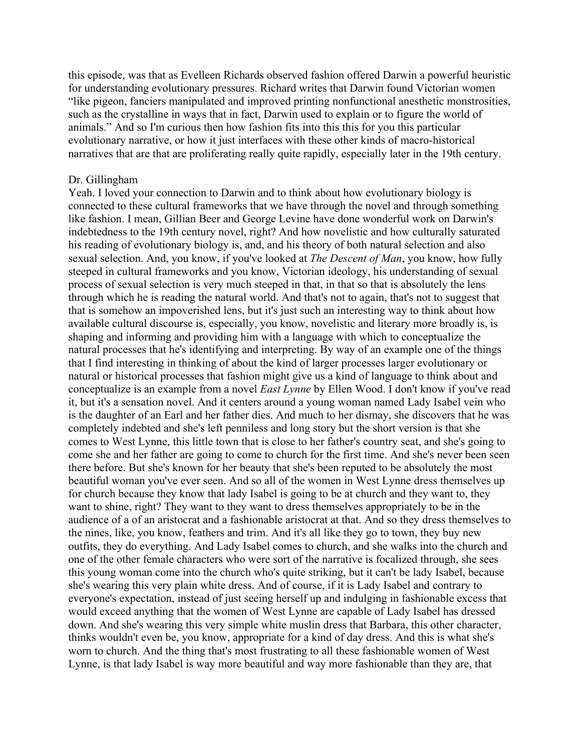this episode, was that as Evelleen Richards observed fashion offered Darwin a powerful heuristic for understanding evolutionary pressures. Richard writes that Darwin found Victorian women "like pigeon, fanciers manipulated and improved printing nonfunctional anesthetic monstrosities, such as the crystalline in ways that in fact, Darwin used to explain or to figure the world of animals." And so I'm curious then how fashion fits into this this for you this particular evolutionary narrative, or how it just interfaces with these other kinds of macro-historical narratives that are that are proliferating really quite rapidly, especially later in the 19th century.

Dr. Gillingham

Yeah. I loved your connection to Darwin and to think about how evolutionary biology is connected to these cultural frameworks that we have through the novel and through something like fashion. I mean, Gillian Beer and George Levine have done wonderful work on Darwin's indebtedness to the 19th century novel, right? And how novelistic and how culturally saturated his reading of evolutionary biology is, and, and his theory of both natural selection and also sexual selection. And, you know, if you've looked at *The Descent of Man*, you know, how fully steeped in cultural frameworks and you know, Victorian ideology, his understanding of sexual process of sexual selection is very much steeped in that, in that so that is absolutely the lens through which he is reading the natural world. And that's not to again, that's not to suggest that that is somehow an impoverished lens, but it's just such an interesting way to think about how available cultural discourse is, especially, you know, novelistic and literary more broadly is, is shaping and informing and providing him with a language with which to conceptualize the natural processes that he's identifying and interpreting. By way of an example one of the things that I find interesting in thinking of about the kind of larger processes larger evolutionary or natural or historical processes that fashion might give us a kind of language to think about and conceptualize is an example from a novel *East Lynne* by Ellen Wood. I don't know if you've read it, but it's a sensation novel. And it centers around a young woman named Lady Isabel vein who is the daughter of an Earl and her father dies. And much to her dismay, she discovers that he was completely indebted and she's left penniless and long story but the short version is that she comes to West Lynne, this little town that is close to her father's country seat, and she's going to come she and her father are going to come to church for the first time. And she's never been seen there before. But she's known for her beauty that she's been reputed to be absolutely the most beautiful woman you've ever seen. And so all of the women in West Lynne dress themselves up for church because they know that lady Isabel is going to be at church and they want to, they want to shine, right? They want to they want to dress themselves appropriately to be in the audience of a of an aristocrat and a fashionable aristocrat at that. And so they dress themselves to the nines, like, you know, feathers and trim. And it's all like they go to town, they buy new outfits, they do everything. And Lady Isabel comes to church, and she walks into the church and one of the other female characters who were sort of the narrative is focalized through, she sees this young woman come into the church who's quite striking, but it can't be lady Isabel, because she's wearing this very plain white dress. And of course, if it is Lady Isabel and contrary to everyone's expectation, instead of just seeing herself up and indulging in fashionable excess that would exceed anything that the women of West Lynne are capable of Lady Isabel has dressed down. And she's wearing this very simple white muslin dress that Barbara, this other character, thinks wouldn't even be, you know, appropriate for a kind of day dress. And this is what she's worn to church. And the thing that's most frustrating to all these fashionable women of West Lynne, is that lady Isabel is way more beautiful and way more fashionable than they are, that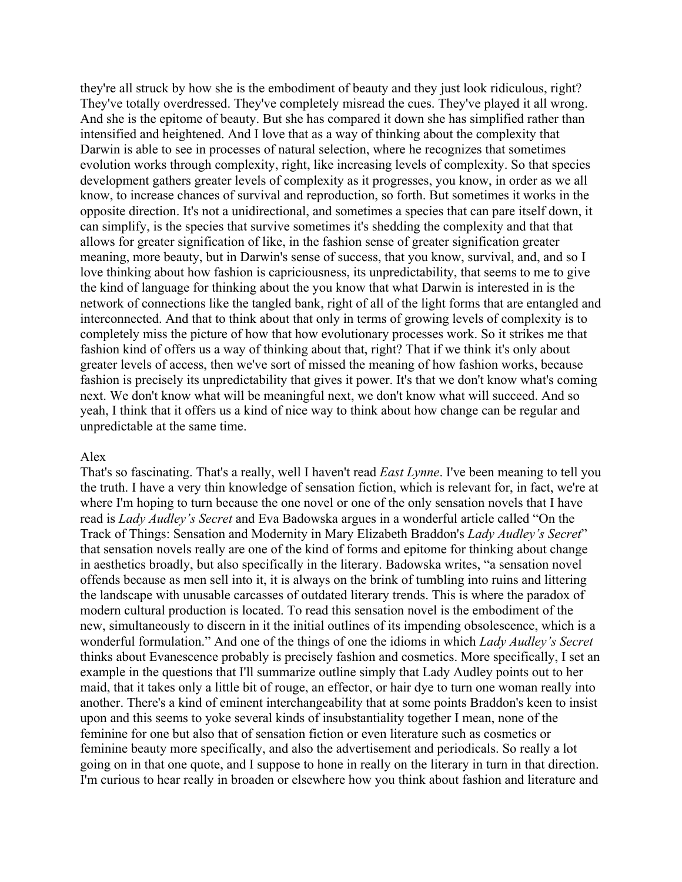they're all struck by how she is the embodiment of beauty and they just look ridiculous, right? They've totally overdressed. They've completely misread the cues. They've played it all wrong. And she is the epitome of beauty. But she has compared it down she has simplified rather than intensified and heightened. And I love that as a way of thinking about the complexity that Darwin is able to see in processes of natural selection, where he recognizes that sometimes evolution works through complexity, right, like increasing levels of complexity. So that species development gathers greater levels of complexity as it progresses, you know, in order as we all know, to increase chances of survival and reproduction, so forth. But sometimes it works in the opposite direction. It's not a unidirectional, and sometimes a species that can pare itself down, it can simplify, is the species that survive sometimes it's shedding the complexity and that that allows for greater signification of like, in the fashion sense of greater signification greater meaning, more beauty, but in Darwin's sense of success, that you know, survival, and, and so I love thinking about how fashion is capriciousness, its unpredictability, that seems to me to give the kind of language for thinking about the you know that what Darwin is interested in is the network of connections like the tangled bank, right of all of the light forms that are entangled and interconnected. And that to think about that only in terms of growing levels of complexity is to completely miss the picture of how that how evolutionary processes work. So it strikes me that fashion kind of offers us a way of thinking about that, right? That if we think it's only about greater levels of access, then we've sort of missed the meaning of how fashion works, because fashion is precisely its unpredictability that gives it power. It's that we don't know what's coming next. We don't know what will be meaningful next, we don't know what will succeed. And so yeah, I think that it offers us a kind of nice way to think about how change can be regular and unpredictable at the same time.

Alex

That's so fascinating. That's a really, well I haven't read *East Lynne*. I've been meaning to tell you the truth. I have a very thin knowledge of sensation fiction, which is relevant for, in fact, we're at where I'm hoping to turn because the one novel or one of the only sensation novels that I have read is *Lady Audley's Secret* and Eva Badowska argues in a wonderful article called "On the Track of Things: Sensation and Modernity in Mary Elizabeth Braddon's *Lady Audley's Secret*" that sensation novels really are one of the kind of forms and epitome for thinking about change in aesthetics broadly, but also specifically in the literary. Badowska writes, "a sensation novel offends because as men sell into it, it is always on the brink of tumbling into ruins and littering the landscape with unusable carcasses of outdated literary trends. This is where the paradox of modern cultural production is located. To read this sensation novel is the embodiment of the new, simultaneously to discern in it the initial outlines of its impending obsolescence, which is a wonderful formulation." And one of the things of one the idioms in which *Lady Audley's Secret* thinks about Evanescence probably is precisely fashion and cosmetics. More specifically, I set an example in the questions that I'll summarize outline simply that Lady Audley points out to her maid, that it takes only a little bit of rouge, an effector, or hair dye to turn one woman really into another. There's a kind of eminent interchangeability that at some points Braddon's keen to insist upon and this seems to yoke several kinds of insubstantiality together I mean, none of the feminine for one but also that of sensation fiction or even literature such as cosmetics or feminine beauty more specifically, and also the advertisement and periodicals. So really a lot going on in that one quote, and I suppose to hone in really on the literary in turn in that direction. I'm curious to hear really in broaden or elsewhere how you think about fashion and literature and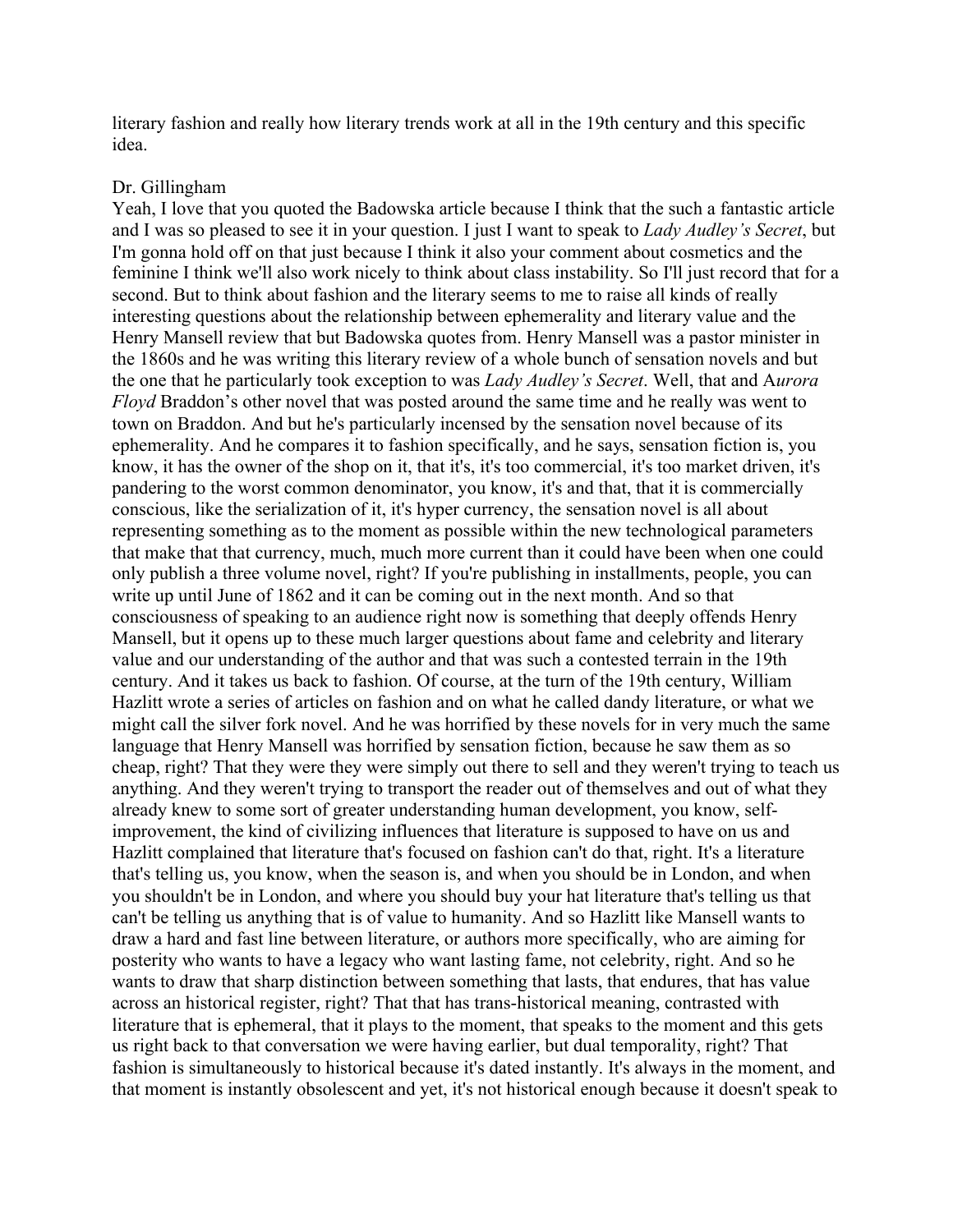literary fashion and really how literary trends work at all in the 19th century and this specific idea.

Dr. Gillingham
Yeah, I love that you quoted the Badowska article because I think that the such a fantastic article and I was so pleased to see it in your question. I just I want to speak to *Lady Audley's Secret*, but I'm gonna hold off on that just because I think it also your comment about cosmetics and the feminine I think we'll also work nicely to think about class instability. So I'll just record that for a second. But to think about fashion and the literary seems to me to raise all kinds of really interesting questions about the relationship between ephemerality and literary value and the Henry Mansell review that but Badowska quotes from. Henry Mansell was a pastor minister in the 1860s and he was writing this literary review of a whole bunch of sensation novels and but the one that he particularly took exception to was *Lady Audley's Secret*. Well, that and A*urora Floyd* Braddon's other novel that was posted around the same time and he really was went to town on Braddon. And but he's particularly incensed by the sensation novel because of its ephemerality. And he compares it to fashion specifically, and he says, sensation fiction is, you know, it has the owner of the shop on it, that it's, it's too commercial, it's too market driven, it's pandering to the worst common denominator, you know, it's and that, that it is commercially conscious, like the serialization of it, it's hyper currency, the sensation novel is all about representing something as to the moment as possible within the new technological parameters that make that that currency, much, much more current than it could have been when one could only publish a three volume novel, right? If you're publishing in installments, people, you can write up until June of 1862 and it can be coming out in the next month. And so that consciousness of speaking to an audience right now is something that deeply offends Henry Mansell, but it opens up to these much larger questions about fame and celebrity and literary value and our understanding of the author and that was such a contested terrain in the 19th century. And it takes us back to fashion. Of course, at the turn of the 19th century, William Hazlitt wrote a series of articles on fashion and on what he called dandy literature, or what we might call the silver fork novel. And he was horrified by these novels for in very much the same language that Henry Mansell was horrified by sensation fiction, because he saw them as so cheap, right? That they were they were simply out there to sell and they weren't trying to teach us anything. And they weren't trying to transport the reader out of themselves and out of what they already knew to some sort of greater understanding human development, you know, self-improvement, the kind of civilizing influences that literature is supposed to have on us and Hazlitt complained that literature that's focused on fashion can't do that, right. It's a literature that's telling us, you know, when the season is, and when you should be in London, and when you shouldn't be in London, and where you should buy your hat literature that's telling us that can't be telling us anything that is of value to humanity. And so Hazlitt like Mansell wants to draw a hard and fast line between literature, or authors more specifically, who are aiming for posterity who wants to have a legacy who want lasting fame, not celebrity, right. And so he wants to draw that sharp distinction between something that lasts, that endures, that has value across an historical register, right? That that has trans-historical meaning, contrasted with literature that is ephemeral, that it plays to the moment, that speaks to the moment and this gets us right back to that conversation we were having earlier, but dual temporality, right? That fashion is simultaneously to historical because it's dated instantly. It's always in the moment, and that moment is instantly obsolescent and yet, it's not historical enough because it doesn't speak to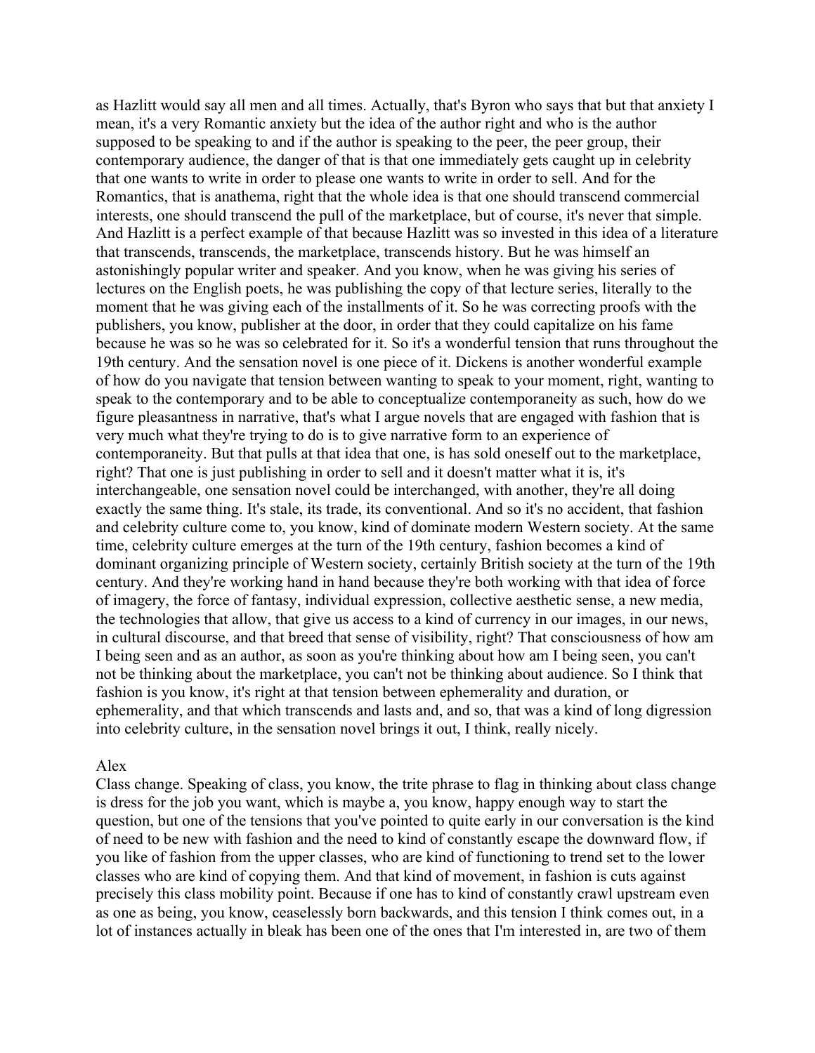as Hazlitt would say all men and all times. Actually, that's Byron who says that but that anxiety I mean, it's a very Romantic anxiety but the idea of the author right and who is the author supposed to be speaking to and if the author is speaking to the peer, the peer group, their contemporary audience, the danger of that is that one immediately gets caught up in celebrity that one wants to write in order to please one wants to write in order to sell. And for the Romantics, that is anathema, right that the whole idea is that one should transcend commercial interests, one should transcend the pull of the marketplace, but of course, it's never that simple. And Hazlitt is a perfect example of that because Hazlitt was so invested in this idea of a literature that transcends, transcends, the marketplace, transcends history. But he was himself an astonishingly popular writer and speaker. And you know, when he was giving his series of lectures on the English poets, he was publishing the copy of that lecture series, literally to the moment that he was giving each of the installments of it. So he was correcting proofs with the publishers, you know, publisher at the door, in order that they could capitalize on his fame because he was so he was so celebrated for it. So it's a wonderful tension that runs throughout the 19th century. And the sensation novel is one piece of it. Dickens is another wonderful example of how do you navigate that tension between wanting to speak to your moment, right, wanting to speak to the contemporary and to be able to conceptualize contemporaneity as such, how do we figure pleasantness in narrative, that's what I argue novels that are engaged with fashion that is very much what they're trying to do is to give narrative form to an experience of contemporaneity. But that pulls at that idea that one, is has sold oneself out to the marketplace, right? That one is just publishing in order to sell and it doesn't matter what it is, it's interchangeable, one sensation novel could be interchanged, with another, they're all doing exactly the same thing. It's stale, its trade, its conventional. And so it's no accident, that fashion and celebrity culture come to, you know, kind of dominate modern Western society. At the same time, celebrity culture emerges at the turn of the 19th century, fashion becomes a kind of dominant organizing principle of Western society, certainly British society at the turn of the 19th century. And they're working hand in hand because they're both working with that idea of force of imagery, the force of fantasy, individual expression, collective aesthetic sense, a new media, the technologies that allow, that give us access to a kind of currency in our images, in our news, in cultural discourse, and that breed that sense of visibility, right? That consciousness of how am I being seen and as an author, as soon as you're thinking about how am I being seen, you can't not be thinking about the marketplace, you can't not be thinking about audience. So I think that fashion is you know, it's right at that tension between ephemerality and duration, or ephemerality, and that which transcends and lasts and, and so, that was a kind of long digression into celebrity culture, in the sensation novel brings it out, I think, really nicely.

Alex
Class change. Speaking of class, you know, the trite phrase to flag in thinking about class change is dress for the job you want, which is maybe a, you know, happy enough way to start the question, but one of the tensions that you've pointed to quite early in our conversation is the kind of need to be new with fashion and the need to kind of constantly escape the downward flow, if you like of fashion from the upper classes, who are kind of functioning to trend set to the lower classes who are kind of copying them. And that kind of movement, in fashion is cuts against precisely this class mobility point. Because if one has to kind of constantly crawl upstream even as one as being, you know, ceaselessly born backwards, and this tension I think comes out, in a lot of instances actually in bleak has been one of the ones that I'm interested in, are two of them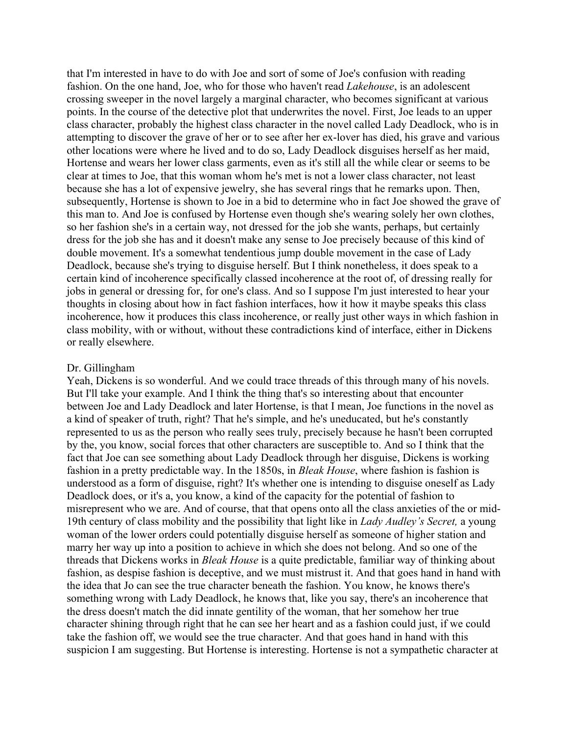that I'm interested in have to do with Joe and sort of some of Joe's confusion with reading fashion. On the one hand, Joe, who for those who haven't read *Lakehouse*, is an adolescent crossing sweeper in the novel largely a marginal character, who becomes significant at various points. In the course of the detective plot that underwrites the novel. First, Joe leads to an upper class character, probably the highest class character in the novel called Lady Deadlock, who is in attempting to discover the grave of her or to see after her ex-lover has died, his grave and various other locations were where he lived and to do so, Lady Deadlock disguises herself as her maid, Hortense and wears her lower class garments, even as it's still all the while clear or seems to be clear at times to Joe, that this woman whom he's met is not a lower class character, not least because she has a lot of expensive jewelry, she has several rings that he remarks upon. Then, subsequently, Hortense is shown to Joe in a bid to determine who in fact Joe showed the grave of this man to. And Joe is confused by Hortense even though she's wearing solely her own clothes, so her fashion she's in a certain way, not dressed for the job she wants, perhaps, but certainly dress for the job she has and it doesn't make any sense to Joe precisely because of this kind of double movement. It's a somewhat tendentious jump double movement in the case of Lady Deadlock, because she's trying to disguise herself. But I think nonetheless, it does speak to a certain kind of incoherence specifically classed incoherence at the root of, of dressing really for jobs in general or dressing for, for one's class. And so I suppose I'm just interested to hear your thoughts in closing about how in fact fashion interfaces, how it how it maybe speaks this class incoherence, how it produces this class incoherence, or really just other ways in which fashion in class mobility, with or without, without these contradictions kind of interface, either in Dickens or really elsewhere.

Dr. Gillingham
Yeah, Dickens is so wonderful. And we could trace threads of this through many of his novels. But I'll take your example. And I think the thing that's so interesting about that encounter between Joe and Lady Deadlock and later Hortense, is that I mean, Joe functions in the novel as a kind of speaker of truth, right? That he's simple, and he's uneducated, but he's constantly represented to us as the person who really sees truly, precisely because he hasn't been corrupted by the, you know, social forces that other characters are susceptible to. And so I think that the fact that Joe can see something about Lady Deadlock through her disguise, Dickens is working fashion in a pretty predictable way. In the 1850s, in *Bleak House*, where fashion is fashion is understood as a form of disguise, right? It's whether one is intending to disguise oneself as Lady Deadlock does, or it's a, you know, a kind of the capacity for the potential of fashion to misrepresent who we are. And of course, that that opens onto all the class anxieties of the or mid-19th century of class mobility and the possibility that light like in *Lady Audley's Secret,* a young woman of the lower orders could potentially disguise herself as someone of higher station and marry her way up into a position to achieve in which she does not belong. And so one of the threads that Dickens works in *Bleak House* is a quite predictable, familiar way of thinking about fashion, as despise fashion is deceptive, and we must mistrust it. And that goes hand in hand with the idea that Jo can see the true character beneath the fashion. You know, he knows there's something wrong with Lady Deadlock, he knows that, like you say, there's an incoherence that the dress doesn't match the did innate gentility of the woman, that her somehow her true character shining through right that he can see her heart and as a fashion could just, if we could take the fashion off, we would see the true character. And that goes hand in hand with this suspicion I am suggesting. But Hortense is interesting. Hortense is not a sympathetic character at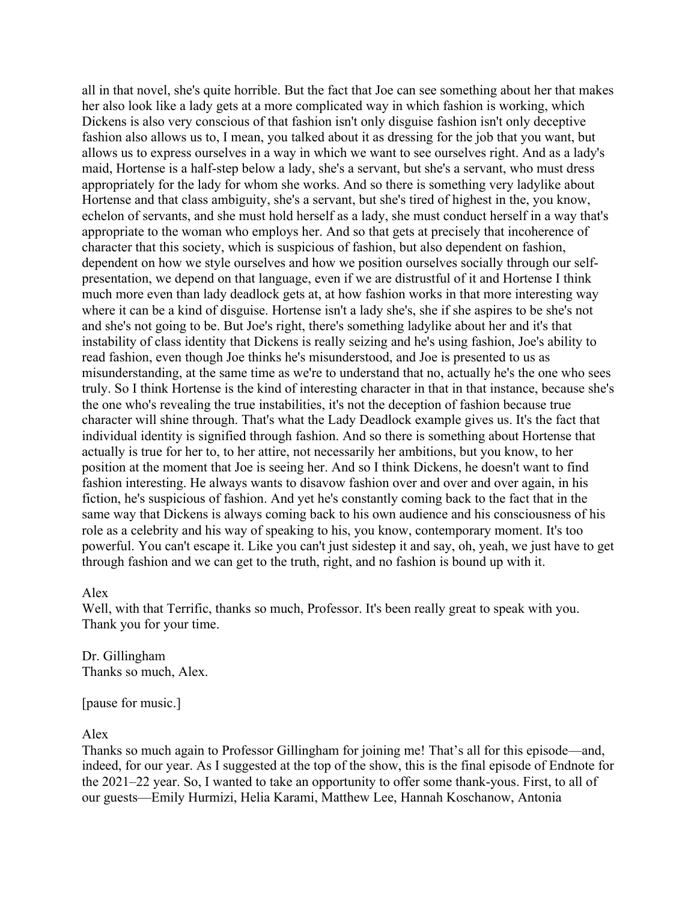all in that novel, she's quite horrible. But the fact that Joe can see something about her that makes her also look like a lady gets at a more complicated way in which fashion is working, which Dickens is also very conscious of that fashion isn't only disguise fashion isn't only deceptive fashion also allows us to, I mean, you talked about it as dressing for the job that you want, but allows us to express ourselves in a way in which we want to see ourselves right. And as a lady's maid, Hortense is a half-step below a lady, she's a servant, but she's a servant, who must dress appropriately for the lady for whom she works. And so there is something very ladylike about Hortense and that class ambiguity, she's a servant, but she's tired of highest in the, you know, echelon of servants, and she must hold herself as a lady, she must conduct herself in a way that's appropriate to the woman who employs her. And so that gets at precisely that incoherence of character that this society, which is suspicious of fashion, but also dependent on fashion, dependent on how we style ourselves and how we position ourselves socially through our self-presentation, we depend on that language, even if we are distrustful of it and Hortense I think much more even than lady deadlock gets at, at how fashion works in that more interesting way where it can be a kind of disguise. Hortense isn't a lady she's, she if she aspires to be she's not and she's not going to be. But Joe's right, there's something ladylike about her and it's that instability of class identity that Dickens is really seizing and he's using fashion, Joe's ability to read fashion, even though Joe thinks he's misunderstood, and Joe is presented to us as misunderstanding, at the same time as we're to understand that no, actually he's the one who sees truly. So I think Hortense is the kind of interesting character in that in that instance, because she's the one who's revealing the true instabilities, it's not the deception of fashion because true character will shine through. That's what the Lady Deadlock example gives us. It's the fact that individual identity is signified through fashion. And so there is something about Hortense that actually is true for her to, to her attire, not necessarily her ambitions, but you know, to her position at the moment that Joe is seeing her. And so I think Dickens, he doesn't want to find fashion interesting. He always wants to disavow fashion over and over and over again, in his fiction, he's suspicious of fashion. And yet he's constantly coming back to the fact that in the same way that Dickens is always coming back to his own audience and his consciousness of his role as a celebrity and his way of speaking to his, you know, contemporary moment. It's too powerful. You can't escape it. Like you can't just sidestep it and say, oh, yeah, we just have to get through fashion and we can get to the truth, right, and no fashion is bound up with it.

Alex
Well, with that Terrific, thanks so much, Professor. It's been really great to speak with you. Thank you for your time.

Dr. Gillingham
Thanks so much, Alex.

[pause for music.]

Alex
Thanks so much again to Professor Gillingham for joining me! That's all for this episode—and, indeed, for our year. As I suggested at the top of the show, this is the final episode of Endnote for the 2021–22 year. So, I wanted to take an opportunity to offer some thank-yous. First, to all of our guests—Emily Hurmizi, Helia Karami, Matthew Lee, Hannah Koschanow, Antonia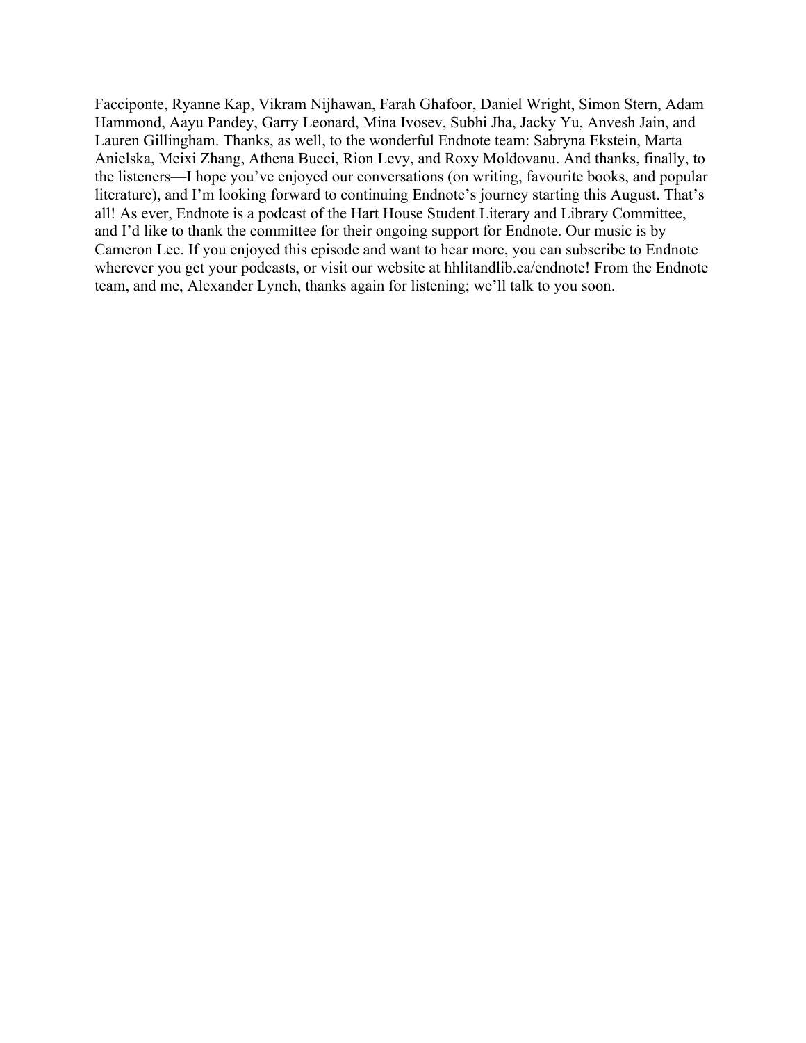Facciponte, Ryanne Kap, Vikram Nijhawan, Farah Ghafoor, Daniel Wright, Simon Stern, Adam Hammond, Aayu Pandey, Garry Leonard, Mina Ivosev, Subhi Jha, Jacky Yu, Anvesh Jain, and Lauren Gillingham. Thanks, as well, to the wonderful Endnote team: Sabryna Ekstein, Marta Anielska, Meixi Zhang, Athena Bucci, Rion Levy, and Roxy Moldovanu. And thanks, finally, to the listeners—I hope you've enjoyed our conversations (on writing, favourite books, and popular literature), and I'm looking forward to continuing Endnote's journey starting this August. That's all! As ever, Endnote is a podcast of the Hart House Student Literary and Library Committee, and I'd like to thank the committee for their ongoing support for Endnote. Our music is by Cameron Lee. If you enjoyed this episode and want to hear more, you can subscribe to Endnote wherever you get your podcasts, or visit our website at hhlitandlib.ca/endnote! From the Endnote team, and me, Alexander Lynch, thanks again for listening; we'll talk to you soon.